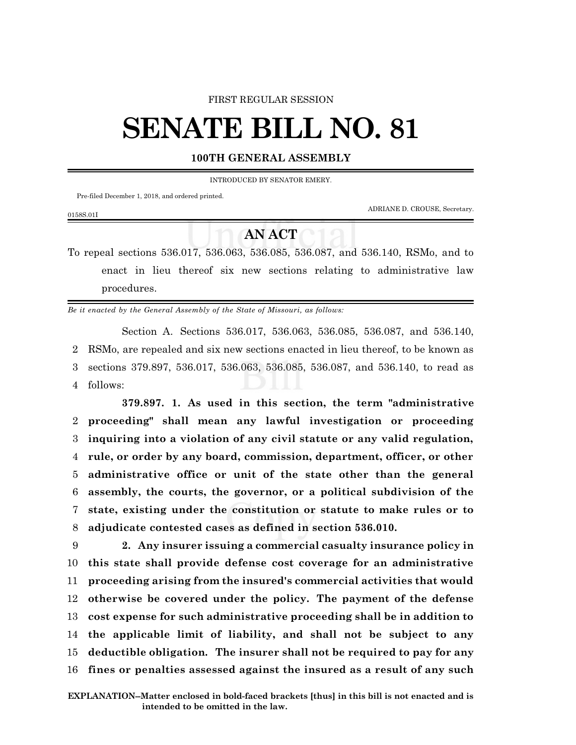FIRST REGULAR SESSION

# SENATE BILL NO. 81

### 100TH GENERAL ASSEMBLY

INTRODUCED BY SENATOR EMERY.

Pre-filed December 1, 2018, and ordered printed.

ADRIANE D. CROUSE, Secretary.

0158S.01I

## AN ACT

To repeal sections 536.017, 536.063, 536.085, 536.087, and 536.140, RSMo, and to enact in lieu thereof six new sections relating to administrative law procedures.

*Be it enacted by the General Assembly of the State of Missouri, as follows:*

Section A. Sections 536.017, 536.063, 536.085, 536.087, and 536.140, RSMo, are repealed and six new sections enacted in lieu thereof, to be known as sections 379.897, 536.017, 536.063, 536.085, 536.087, and 536.140, to read as follows:

**379.897. 1. As used in this section, the term "administrative proceeding" shall mean any lawful investigation or proceeding inquiring into a violation of any civil statute or any valid regulation, rule, or order by any board, commission, department, officer, or other administrative office or unit of the state other than the general assembly, the courts, the governor, or a political subdivision of the state, existing under the constitution or statute to make rules or to adjudicate contested cases as defined in section 536.010.**

**2. Any insurer issuing a commercial casualty insurance policy in this state shall provide defense cost coverage for an administrative proceeding arising from the insured's commercial activities that would otherwise be covered under the policy. The payment of the defense cost expense for such administrative proceeding shall be in addition to the applicable limit of liability, and shall not be subject to any deductible obligation. The insurer shall not be required to pay for any fines or penalties assessed against the insured as a result of any such**

**EXPLANATION–Matter enclosed in bold-faced brackets [thus] in this bill is not enacted and is intended to be omitted in the law.**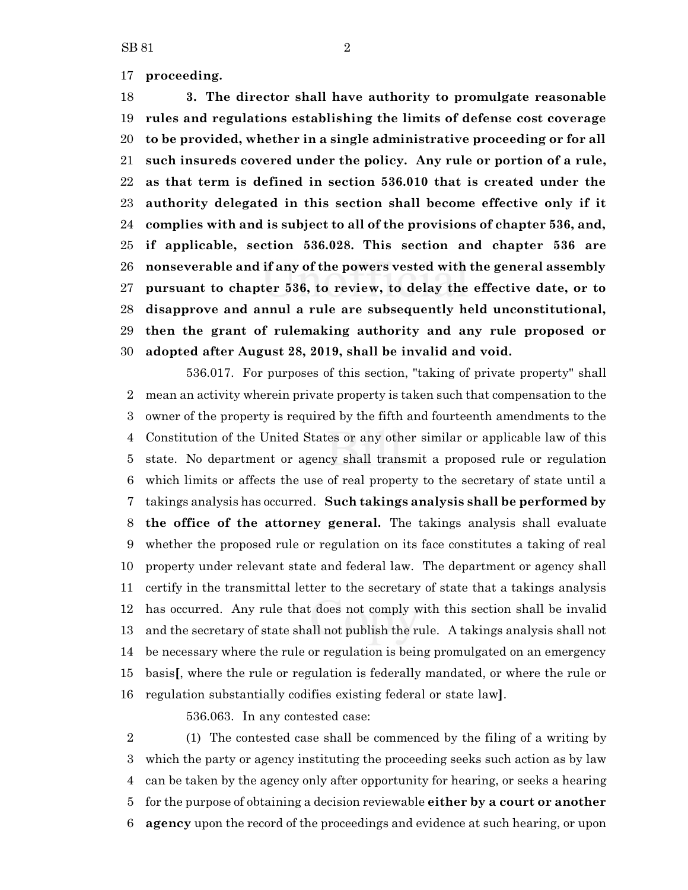**proceeding.**

**3. The director shall have authority to promulgate reasonable rules and regulations establishing the limits of defense cost coverage to be provided, whether in a single administrative proceeding or for all such insureds covered under the policy. Any rule or portion of a rule, as that term is defined in section 536.010 that is created under the authority delegated in this section shall become effective only if it complies with and is subject to all of the provisions of chapter 536, and, if applicable, section 536.028. This section and chapter 536 are nonseverable and if any of the powers vested with the general assembly pursuant to chapter 536, to review, to delay the effective date, or to disapprove and annul a rule are subsequently held unconstitutional, then the grant of rulemaking authority and any rule proposed or adopted after August 28, 2019, shall be invalid and void.**

536.017. For purposes of this section, "taking of private property" shall mean an activity wherein private property is taken such that compensation to the owner of the property is required by the fifth and fourteenth amendments to the Constitution of the United States or any other similar or applicable law of this state. No department or agency shall transmit a proposed rule or regulation which limits or affects the use of real property to the secretary of state until a takings analysis has occurred. **Such takings analysis shall be performed by the office of the attorney general.** The takings analysis shall evaluate whether the proposed rule or regulation on its face constitutes a taking of real property under relevant state and federal law. The department or agency shall certify in the transmittal letter to the secretary of state that a takings analysis has occurred. Any rule that does not comply with this section shall be invalid and the secretary of state shall not publish the rule. A takings analysis shall not be necessary where the rule or regulation is being promulgated on an emergency basis**[**, where the rule or regulation is federally mandated, or where the rule or regulation substantially codifies existing federal or state law**]**.

536.063. In any contested case:

(1) The contested case shall be commenced by the filing of a writing by which the party or agency instituting the proceeding seeks such action as by law can be taken by the agency only after opportunity for hearing, or seeks a hearing for the purpose of obtaining a decision reviewable **either by a court or another agency** upon the record of the proceedings and evidence at such hearing, or upon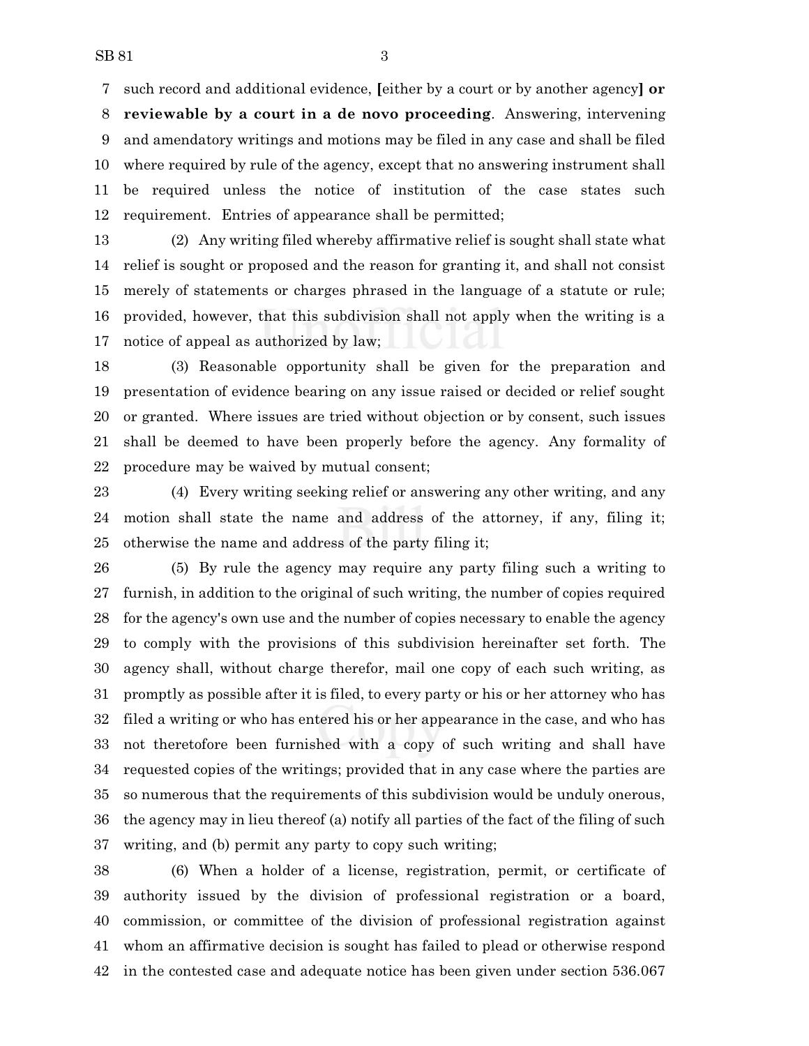such record and additional evidence, [either by a court or by another agency] **or reviewable by a court in a de novo proceeding**. Answering, intervening and amendatory writings and motions may be filed in any case and shall be filed where required by rule of the agency, except that no answering instrument shall be required unless the notice of institution of the case states such requirement. Entries of appearance shall be permitted;

(2) Any writing filed whereby affirmative relief is sought shall state what relief is sought or proposed and the reason for granting it, and shall not consist merely of statements or charges phrased in the language of a statute or rule; provided, however, that this subdivision shall not apply when the writing is a notice of appeal as authorized by law;

(3) Reasonable opportunity shall be given for the preparation and presentation of evidence bearing on any issue raised or decided or relief sought or granted. Where issues are tried without objection or by consent, such issues shall be deemed to have been properly before the agency. Any formality of procedure may be waived by mutual consent;

(4) Every writing seeking relief or answering any other writing, and any motion shall state the name and address of the attorney, if any, filing it; otherwise the name and address of the party filing it;

(5) By rule the agency may require any party filing such a writing to furnish, in addition to the original of such writing, the number of copies required for the agency's own use and the number of copies necessary to enable the agency to comply with the provisions of this subdivision hereinafter set forth. The agency shall, without charge therefor, mail one copy of each such writing, as promptly as possible after it is filed, to every party or his or her attorney who has filed a writing or who has entered his or her appearance in the case, and who has not theretofore been furnished with a copy of such writing and shall have requested copies of the writings; provided that in any case where the parties are so numerous that the requirements of this subdivision would be unduly onerous, the agency may in lieu thereof (a) notify all parties of the fact of the filing of such writing, and (b) permit any party to copy such writing;

(6) When a holder of a license, registration, permit, or certificate of authority issued by the division of professional registration or a board, commission, or committee of the division of professional registration against whom an affirmative decision is sought has failed to plead or otherwise respond in the contested case and adequate notice has been given under section 536.067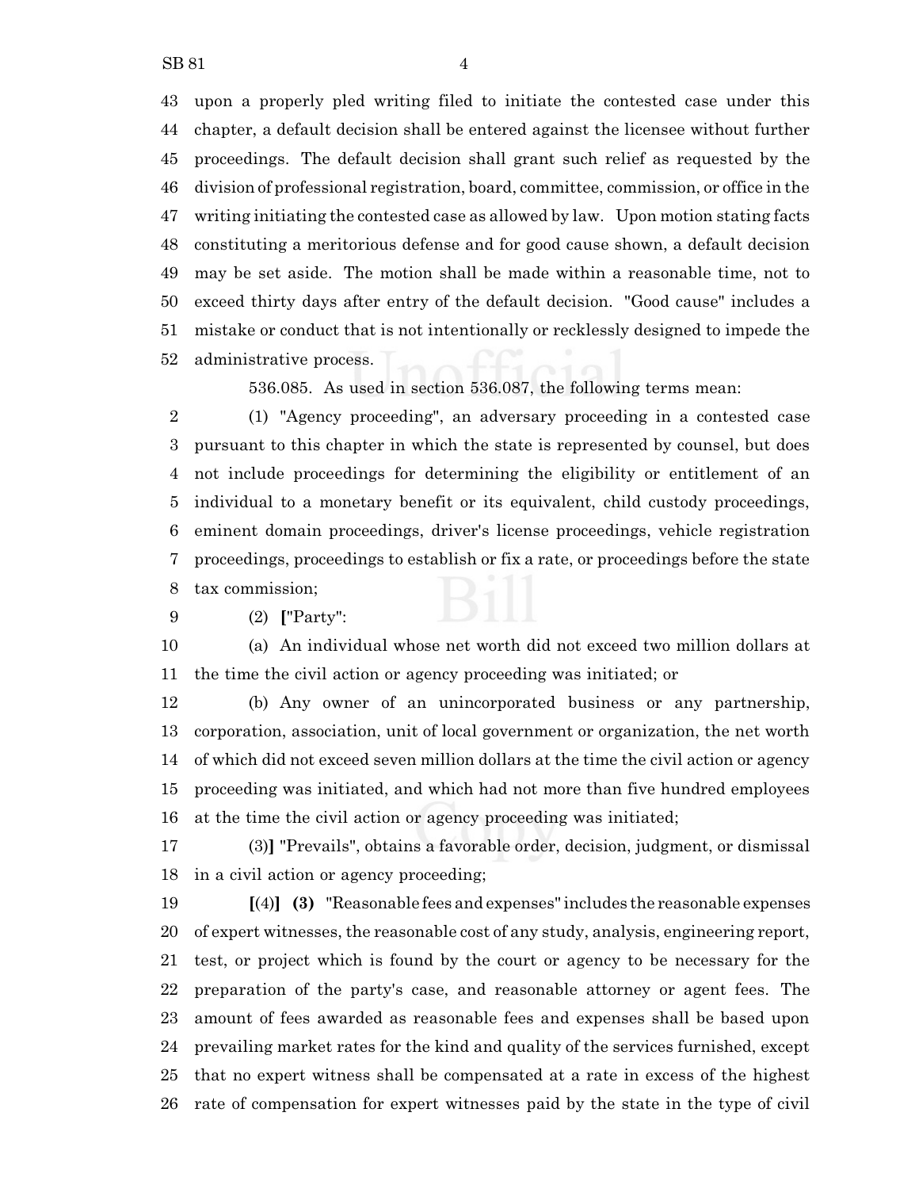upon a properly pled writing filed to initiate the contested case under this chapter, a default decision shall be entered against the licensee without further proceedings. The default decision shall grant such relief as requested by the division of professional registration, board, committee, commission, or office in the writing initiating the contested case as allowed by law. Upon motion stating facts constituting a meritorious defense and for good cause shown, a default decision may be set aside. The motion shall be made within a reasonable time, not to exceed thirty days after entry of the default decision. "Good cause" includes a mistake or conduct that is not intentionally or recklessly designed to impede the administrative process.

536.085. As used in section 536.087, the following terms mean:

(1) "Agency proceeding", an adversary proceeding in a contested case pursuant to this chapter in which the state is represented by counsel, but does not include proceedings for determining the eligibility or entitlement of an individual to a monetary benefit or its equivalent, child custody proceedings, eminent domain proceedings, driver's license proceedings, vehicle registration proceedings, proceedings to establish or fix a rate, or proceedings before the state tax commission;

(2) **[**"Party":

(a) An individual whose net worth did not exceed two million dollars at the time the civil action or agency proceeding was initiated; or

(b) Any owner of an unincorporated business or any partnership, corporation, association, unit of local government or organization, the net worth of which did not exceed seven million dollars at the time the civil action or agency proceeding was initiated, and which had not more than five hundred employees at the time the civil action or agency proceeding was initiated;

(3)**]** "Prevails", obtains a favorable order, decision, judgment, or dismissal in a civil action or agency proceeding;

**[**(4)**]** **(3)** "Reasonable fees and expenses" includes the reasonable expenses of expert witnesses, the reasonable cost of any study, analysis, engineering report, test, or project which is found by the court or agency to be necessary for the preparation of the party's case, and reasonable attorney or agent fees. The amount of fees awarded as reasonable fees and expenses shall be based upon prevailing market rates for the kind and quality of the services furnished, except that no expert witness shall be compensated at a rate in excess of the highest rate of compensation for expert witnesses paid by the state in the type of civil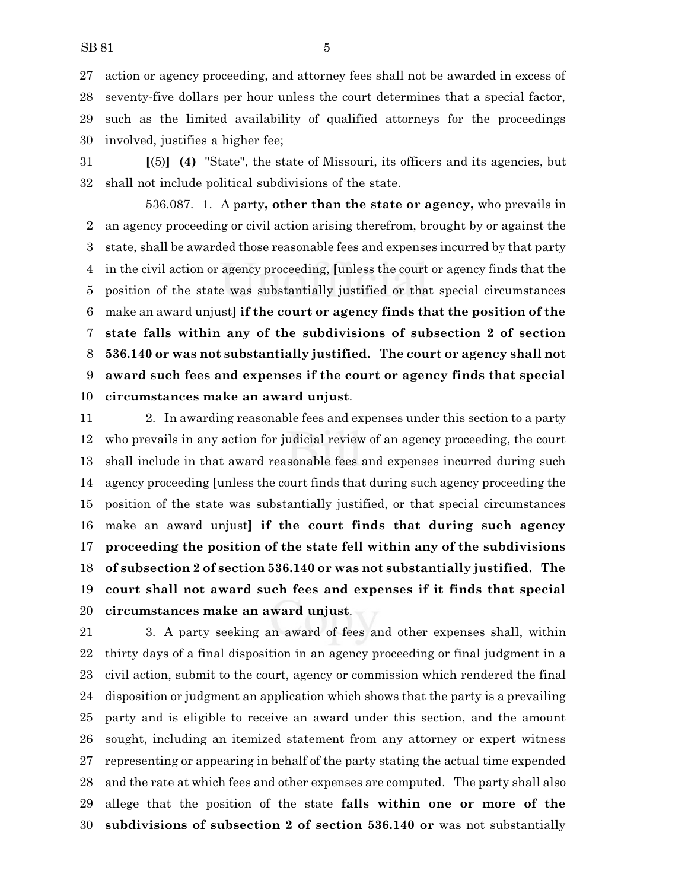action or agency proceeding, and attorney fees shall not be awarded in excess of seventy-five dollars per hour unless the court determines that a special factor, such as the limited availability of qualified attorneys for the proceedings involved, justifies a higher fee;

**[**(5)**]** **(4)** "State", the state of Missouri, its officers and its agencies, but shall not include political subdivisions of the state.

536.087. 1. A party**, other than the state or agency,** who prevails in an agency proceeding or civil action arising therefrom, brought by or against the state, shall be awarded those reasonable fees and expenses incurred by that party in the civil action or agency proceeding, **[**unless the court or agency finds that the position of the state was substantially justified or that special circumstances make an award unjust**]** **if the court or agency finds that the position of the state falls within any of the subdivisions of subsection 2 of section 536.140 or was not substantially justified. The court or agency shall not award such fees and expenses if the court or agency finds that special circumstances make an award unjust**.

2. In awarding reasonable fees and expenses under this section to a party who prevails in any action for judicial review of an agency proceeding, the court shall include in that award reasonable fees and expenses incurred during such agency proceeding **[**unless the court finds that during such agency proceeding the position of the state was substantially justified, or that special circumstances make an award unjust**]** **if the court finds that during such agency proceeding the position of the state fell within any of the subdivisions of subsection 2 of section 536.140 or was not substantially justified. The court shall not award such fees and expenses if it finds that special circumstances make an award unjust**.

3. A party seeking an award of fees and other expenses shall, within thirty days of a final disposition in an agency proceeding or final judgment in a civil action, submit to the court, agency or commission which rendered the final disposition or judgment an application which shows that the party is a prevailing party and is eligible to receive an award under this section, and the amount sought, including an itemized statement from any attorney or expert witness representing or appearing in behalf of the party stating the actual time expended and the rate at which fees and other expenses are computed. The party shall also allege that the position of the state **falls within one or more of the subdivisions of subsection 2 of section 536.140 or** was not substantially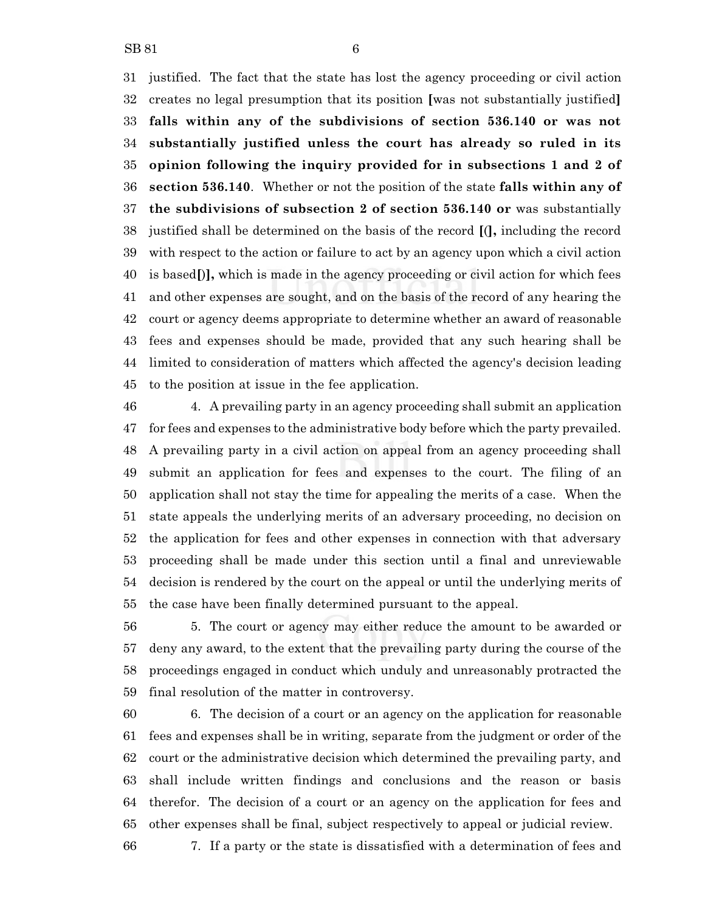justified. The fact that the state has lost the agency proceeding or civil action creates no legal presumption that its position [was not substantially justified] **falls within any of the subdivisions of section 536.140 or was not substantially justified unless the court has already so ruled in its opinion following the inquiry provided for in subsections 1 and 2 of section 536.140**. Whether or not the position of the state **falls within any of the subdivisions of subsection 2 of section 536.140 or** was substantially justified shall be determined on the basis of the record **[**(**],** including the record with respect to the action or failure to act by an agency upon which a civil action is based**[**)**],** which is made in the agency proceeding or civil action for which fees and other expenses are sought, and on the basis of the record of any hearing the court or agency deems appropriate to determine whether an award of reasonable fees and expenses should be made, provided that any such hearing shall be limited to consideration of matters which affected the agency's decision leading to the position at issue in the fee application.

4. A prevailing party in an agency proceeding shall submit an application for fees and expenses to the administrative body before which the party prevailed. A prevailing party in a civil action on appeal from an agency proceeding shall submit an application for fees and expenses to the court. The filing of an application shall not stay the time for appealing the merits of a case. When the state appeals the underlying merits of an adversary proceeding, no decision on the application for fees and other expenses in connection with that adversary proceeding shall be made under this section until a final and unreviewable decision is rendered by the court on the appeal or until the underlying merits of the case have been finally determined pursuant to the appeal.

5. The court or agency may either reduce the amount to be awarded or deny any award, to the extent that the prevailing party during the course of the proceedings engaged in conduct which unduly and unreasonably protracted the final resolution of the matter in controversy.

6. The decision of a court or an agency on the application for reasonable fees and expenses shall be in writing, separate from the judgment or order of the court or the administrative decision which determined the prevailing party, and shall include written findings and conclusions and the reason or basis therefor. The decision of a court or an agency on the application for fees and other expenses shall be final, subject respectively to appeal or judicial review.

7. If a party or the state is dissatisfied with a determination of fees and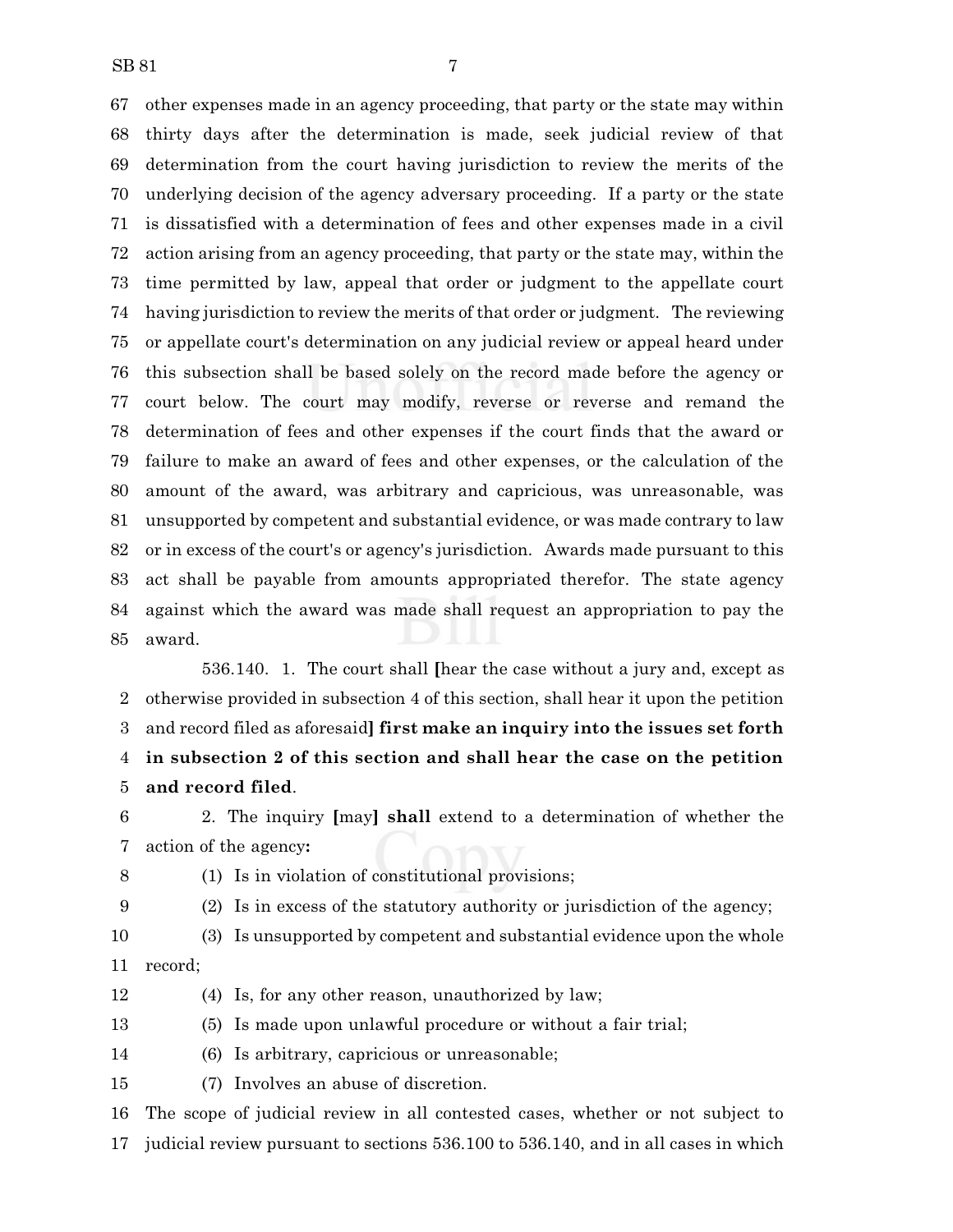other expenses made in an agency proceeding, that party or the state may within thirty days after the determination is made, seek judicial review of that determination from the court having jurisdiction to review the merits of the underlying decision of the agency adversary proceeding. If a party or the state is dissatisfied with a determination of fees and other expenses made in a civil action arising from an agency proceeding, that party or the state may, within the time permitted by law, appeal that order or judgment to the appellate court having jurisdiction to review the merits of that order or judgment. The reviewing or appellate court's determination on any judicial review or appeal heard under this subsection shall be based solely on the record made before the agency or court below. The court may modify, reverse or reverse and remand the determination of fees and other expenses if the court finds that the award or failure to make an award of fees and other expenses, or the calculation of the amount of the award, was arbitrary and capricious, was unreasonable, was unsupported by competent and substantial evidence, or was made contrary to law or in excess of the court's or agency's jurisdiction. Awards made pursuant to this act shall be payable from amounts appropriated therefor. The state agency against which the award was made shall request an appropriation to pay the award.

536.140. 1. The court shall **[**hear the case without a jury and, except as otherwise provided in subsection 4 of this section, shall hear it upon the petition and record filed as aforesaid**]** **first make an inquiry into the issues set forth in subsection 2 of this section and shall hear the case on the petition and record filed**.

2. The inquiry **[**may**]** **shall** extend to a determination of whether the action of the agency**:**

(1) Is in violation of constitutional provisions;

(2) Is in excess of the statutory authority or jurisdiction of the agency;

(3) Is unsupported by competent and substantial evidence upon the whole record;

(4) Is, for any other reason, unauthorized by law;

(5) Is made upon unlawful procedure or without a fair trial;

(6) Is arbitrary, capricious or unreasonable;

(7) Involves an abuse of discretion.

The scope of judicial review in all contested cases, whether or not subject to judicial review pursuant to sections 536.100 to 536.140, and in all cases in which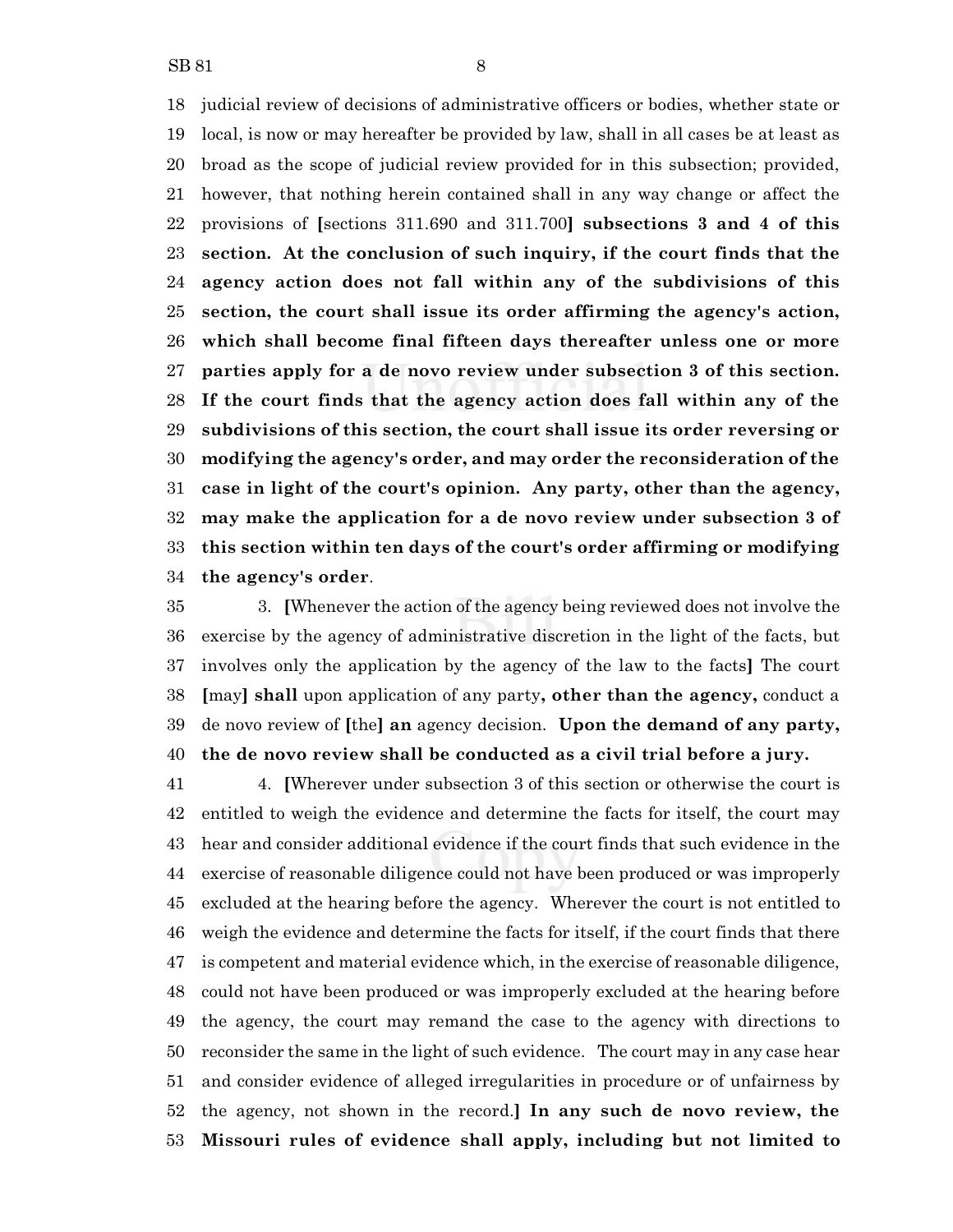18 judicial review of decisions of administrative officers or bodies, whether state or
19 local, is now or may hereafter be provided by law, shall in all cases be at least as
20 broad as the scope of judicial review provided for in this subsection; provided,
21 however, that nothing herein contained shall in any way change or affect the
22 provisions of [sections 311.690 and 311.700] **subsections 3 and 4 of this**
23 **section. At the conclusion of such inquiry, if the court finds that the**
24 **agency action does not fall within any of the subdivisions of this**
25 **section, the court shall issue its order affirming the agency's action,**
26 **which shall become final fifteen days thereafter unless one or more**
27 **parties apply for a de novo review under subsection 3 of this section.**
28 **If the court finds that the agency action does fall within any of the**
29 **subdivisions of this section, the court shall issue its order reversing or**
30 **modifying the agency's order, and may order the reconsideration of the**
31 **case in light of the court's opinion. Any party, other than the agency,**
32 **may make the application for a de novo review under subsection 3 of**
33 **this section within ten days of the court's order affirming or modifying**
34 **the agency's order**.

35 3. [Whenever the action of the agency being reviewed does not involve the
36 exercise by the agency of administrative discretion in the light of the facts, but
37 involves only the application by the agency of the law to the facts] The court
38 [may] **shall** upon application of any party**, other than the agency,** conduct a
39 de novo review of [the] **an** agency decision. **Upon the demand of any party,**
40 **the de novo review shall be conducted as a civil trial before a jury.**

41 4. [Wherever under subsection 3 of this section or otherwise the court is
42 entitled to weigh the evidence and determine the facts for itself, the court may
43 hear and consider additional evidence if the court finds that such evidence in the
44 exercise of reasonable diligence could not have been produced or was improperly
45 excluded at the hearing before the agency. Wherever the court is not entitled to
46 weigh the evidence and determine the facts for itself, if the court finds that there
47 is competent and material evidence which, in the exercise of reasonable diligence,
48 could not have been produced or was improperly excluded at the hearing before
49 the agency, the court may remand the case to the agency with directions to
50 reconsider the same in the light of such evidence. The court may in any case hear
51 and consider evidence of alleged irregularities in procedure or of unfairness by
52 the agency, not shown in the record.] **In any such de novo review, the**
53 **Missouri rules of evidence shall apply, including but not limited to**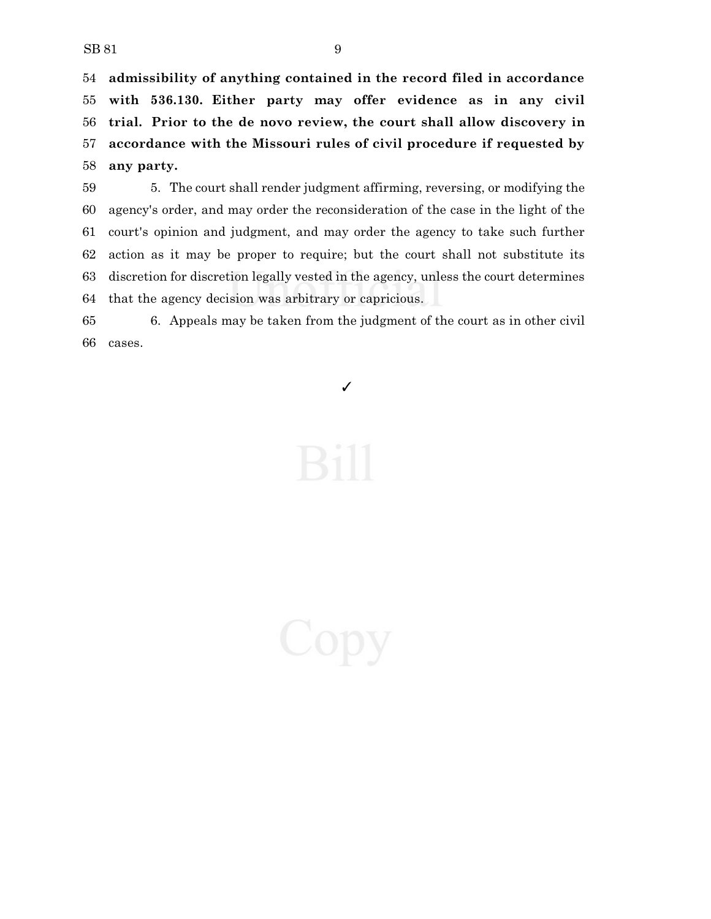**admissibility of anything contained in the record filed in accordance with 536.130. Either party may offer evidence as in any civil trial. Prior to the de novo review, the court shall allow discovery in accordance with the Missouri rules of civil procedure if requested by any party.**

5. The court shall render judgment affirming, reversing, or modifying the agency's order, and may order the reconsideration of the case in the light of the court's opinion and judgment, and may order the agency to take such further action as it may be proper to require; but the court shall not substitute its discretion for discretion legally vested in the agency, unless the court determines that the agency decision was arbitrary or capricious.

6. Appeals may be taken from the judgment of the court as in other civil cases.

✓